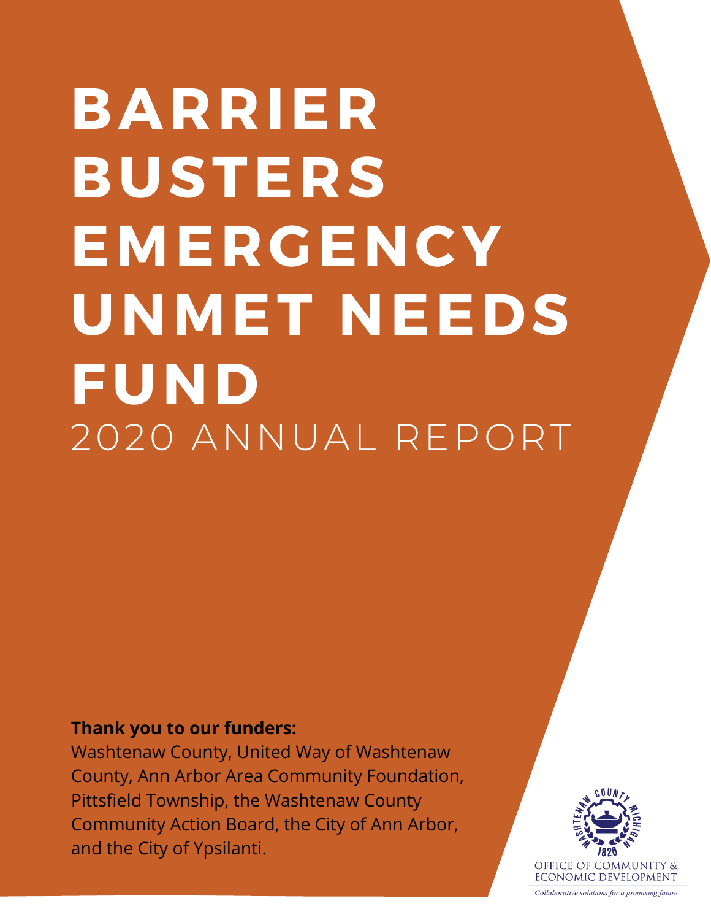# BARRIER BUSTERS EMERGENCY UNMET NEEDS FUND

## 2020 ANNUAL REPORT

**Thank you to our funders:**

Washtenaw County, United Way of Washtenaw County, Ann Arbor Area Community Foundation, Pittsfield Township, the Washtenaw County Community Action Board, the City of Ann Arbor, and the City of Ypsilanti.

WASHTENAW COUNTY MICHIGAN 1826

OFFICE OF COMMUNITY & ECONOMIC DEVELOPMENT

*Collaborative solutions for a promising future*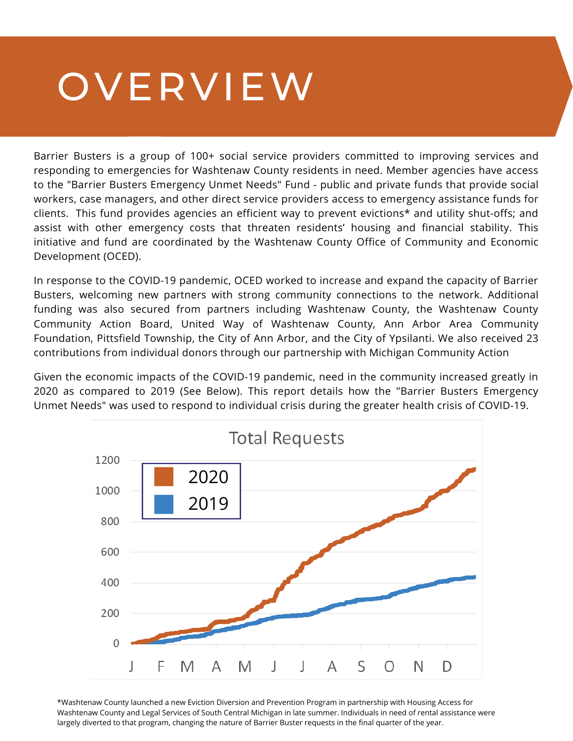# OVERVIEW

Barrier Busters is a group of 100+ social service providers committed to improving services and responding to emergencies for Washtenaw County residents in need. Member agencies have access to the "Barrier Busters Emergency Unmet Needs" Fund - public and private funds that provide social workers, case managers, and other direct service providers access to emergency assistance funds for clients. This fund provides agencies an efficient way to prevent evictions* and utility shut-offs; and assist with other emergency costs that threaten residents' housing and financial stability. This initiative and fund are coordinated by the Washtenaw County Office of Community and Economic Development (OCED).

In response to the COVID-19 pandemic, OCED worked to increase and expand the capacity of Barrier Busters, welcoming new partners with strong community connections to the network. Additional funding was also secured from partners including Washtenaw County, the Washtenaw County Community Action Board, United Way of Washtenaw County, Ann Arbor Area Community Foundation, Pittsfield Township, the City of Ann Arbor, and the City of Ypsilanti. We also received 23 contributions from individual donors through our partnership with Michigan Community Action

Given the economic impacts of the COVID-19 pandemic, need in the community increased greatly in 2020 as compared to 2019 (See Below). This report details how the "Barrier Busters Emergency Unmet Needs" was used to respond to individual crisis during the greater health crisis of COVID-19.

**Total Requests**

Legend: 2020, 2019

Y-axis: 0, 200, 400, 600, 800, 1000, 1200

X-axis: J F M A M J J A S O N D

*Washtenaw County launched a new Eviction Diversion and Prevention Program in partnership with Housing Access for Washtenaw County and Legal Services of South Central Michigan in late summer. Individuals in need of rental assistance were largely diverted to that program, changing the nature of Barrier Buster requests in the final quarter of the year.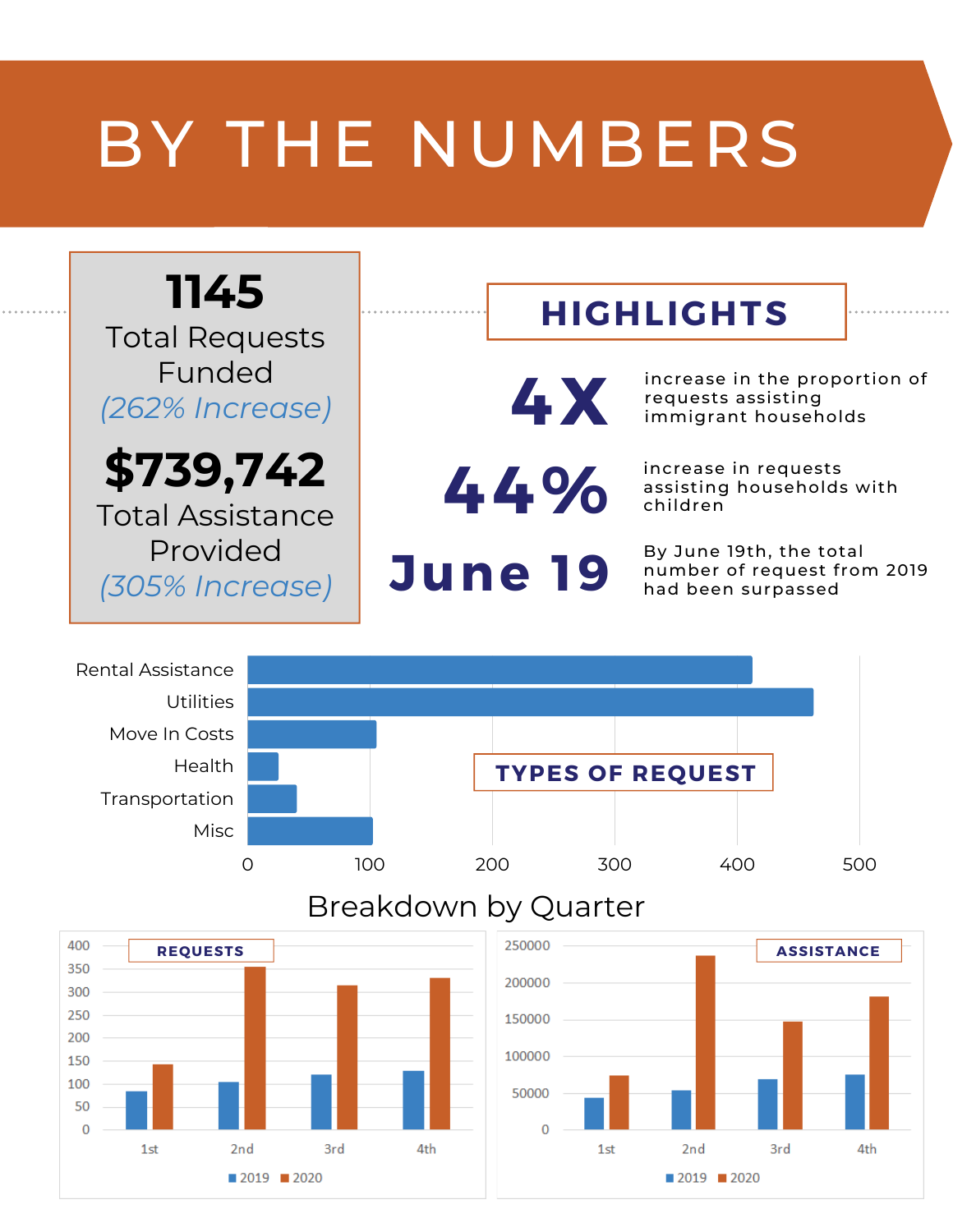# BY THE NUMBERS

**1145**
Total Requests Funded
*(262% Increase)*

**$739,742**
Total Assistance Provided
*(305% Increase)*

## HIGHLIGHTS

**4X** increase in the proportion of requests assisting immigrant households

**44%** increase in requests assisting households with children

**June 19** By June 19th, the total number of request from 2019 had been surpassed

## TYPES OF REQUEST

Rental Assistance

Utilities

Move In Costs

Health

Transportation

Misc

0 100 200 300 400 500

## Breakdown by Quarter

### REQUESTS

400 350 300 250 200 150 100 50 0

1st 2nd 3rd 4th

2019 2020

### ASSISTANCE

250000 200000 150000 100000 50000 0

1st 2nd 3rd 4th

2019 2020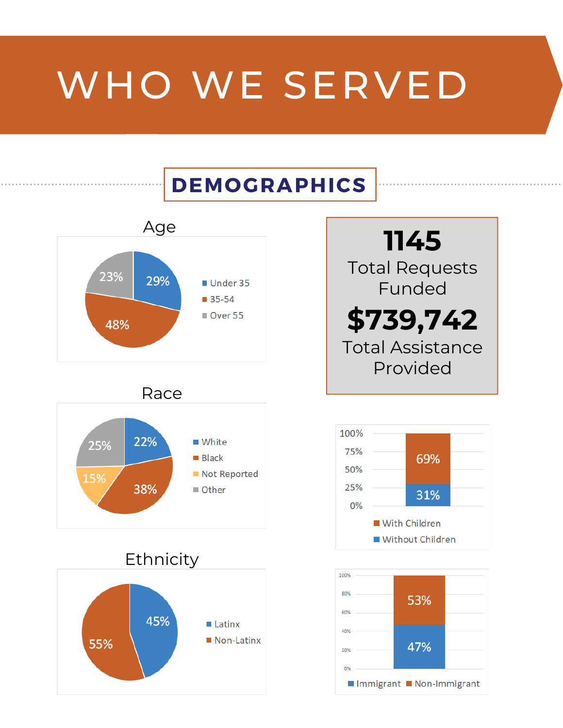# WHO WE SERVED

## DEMOGRAPHICS

### Age

| Age | Percentage |
|---|---|
| Under 35 | 29% |
| 35-54 | 48% |
| Over 55 | 23% |

**1145**
Total Requests Funded

**$739,742**
Total Assistance Provided

### Race

| Race | Percentage |
|---|---|
| White | 22% |
| Black | 38% |
| Not Reported | 15% |
| Other | 25% |

| Household | Percentage |
|---|---|
| With Children | 69% |
| Without Children | 31% |

### Ethnicity

| Ethnicity | Percentage |
|---|---|
| Latinx | 45% |
| Non-Latinx | 55% |

| Immigration Status | Percentage |
|---|---|
| Immigrant | 47% |
| Non-Immigrant | 53% |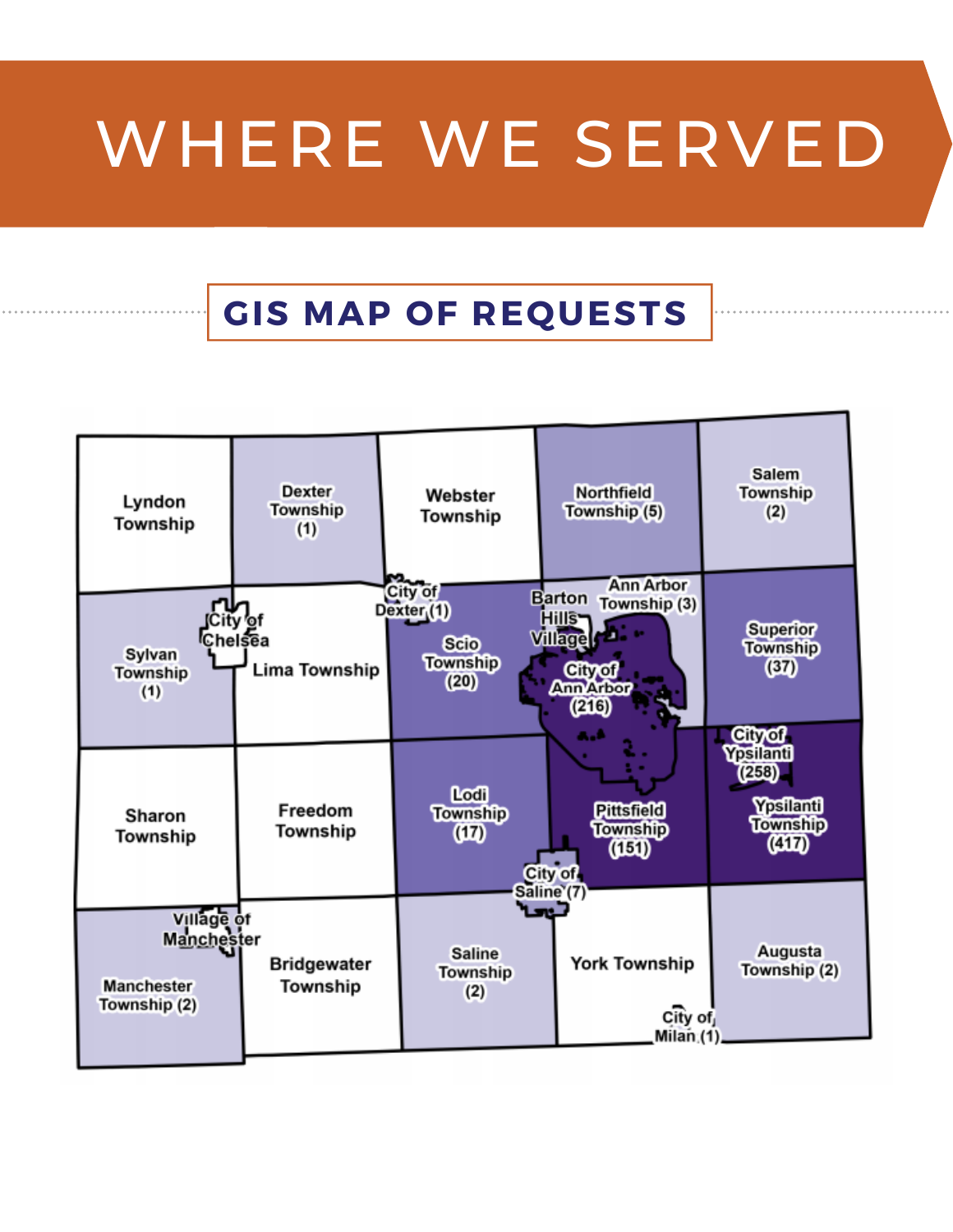# WHERE WE SERVED

## GIS MAP OF REQUESTS

Lyndon Township

Dexter Township (1)

Webster Township

Northfield Township (5)

Salem Township (2)

Sylvan Township (1)

City of Chelsea

Lima Township

City of Dexter (1)

Scio Township (20)

Barton Hills Village

Ann Arbor Township (3)

City of Ann Arbor (216)

Superior Township (37)

City of Ypsilanti (258)

Ypsilanti Township (417)

Sharon Township

Freedom Township

Lodi Township (17)

Pittsfield Township (151)

City of Saline (7)

Village of Manchester

Manchester Township (2)

Bridgewater Township

Saline Township (2)

York Township

City of Milan (1)

Augusta Township (2)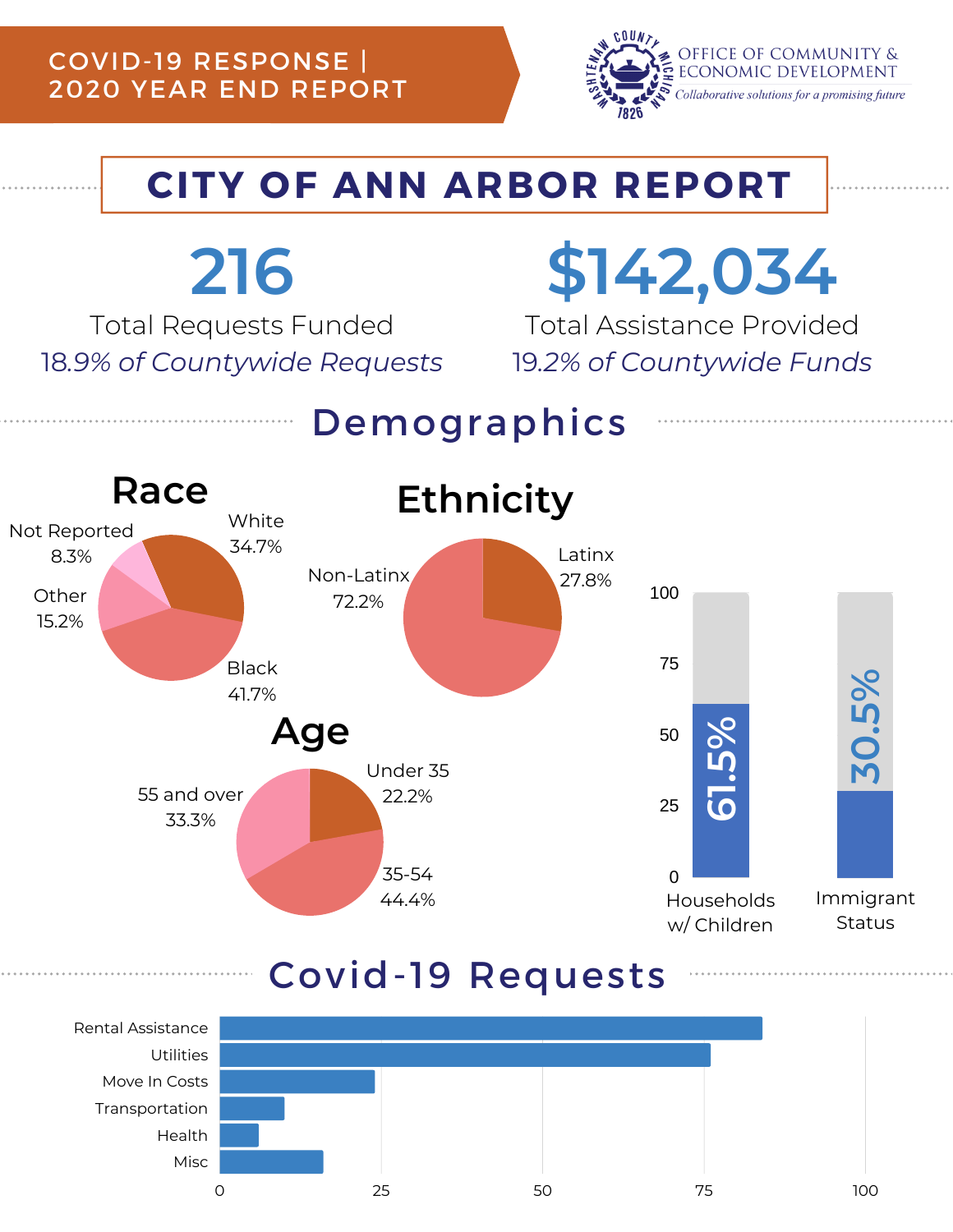COVID-19 RESPONSE | 2020 YEAR END REPORT

WASHTENAW COUNTY MICHIGAN 1826 — OFFICE OF COMMUNITY & ECONOMIC DEVELOPMENT
*Collaborative solutions for a promising future*

# CITY OF ANN ARBOR REPORT

**216**
Total Requests Funded
*18.9% of Countywide Requests*

**$142,034**
Total Assistance Provided
*19.2% of Countywide Funds*

## Demographics

### Race

- White 34.7%
- Black 41.7%
- Other 15.2%
- Not Reported 8.3%

### Ethnicity

- Latinx 27.8%
- Non-Latinx 72.2%

### Age

- Under 35 22.2%
- 35-54 44.4%
- 55 and over 33.3%

| Category | Percent |
|---|---|
| Households w/ Children | 61.5% |
| Immigrant Status | 30.5% |

## Covid-19 Requests

- Rental Assistance
- Utilities
- Move In Costs
- Transportation
- Health
- Misc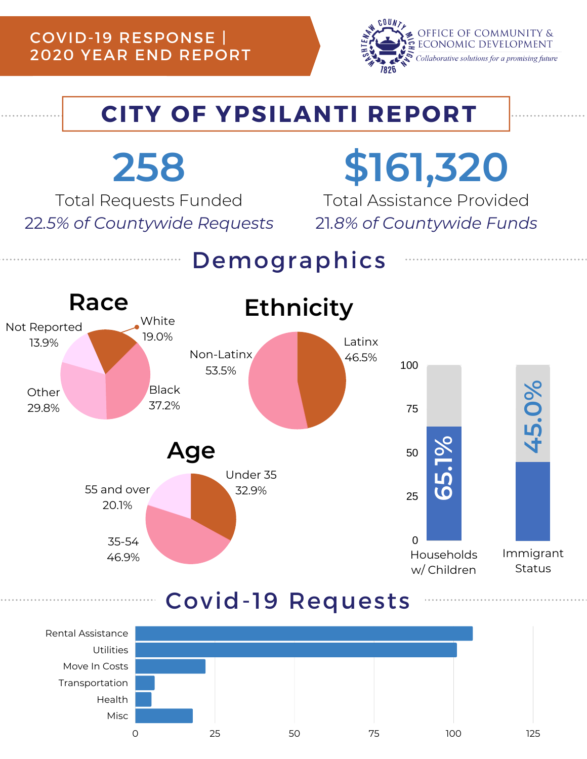COVID-19 RESPONSE | 2020 YEAR END REPORT

OFFICE OF COMMUNITY & ECONOMIC DEVELOPMENT
*Collaborative solutions for a promising future*

# CITY OF YPSILANTI REPORT

**258**
Total Requests Funded
*22.5% of Countywide Requests*

**$161,320**
Total Assistance Provided
*21.8% of Countywide Funds*

## Demographics

### Race

- White 19.0%
- Black 37.2%
- Other 29.8%
- Not Reported 13.9%

### Ethnicity

- Latinx 46.5%
- Non-Latinx 53.5%

### Age

- Under 35 32.9%
- 35-54 46.9%
- 55 and over 20.1%

- Households w/ Children 65.1%
- Immigrant Status 45.0%

## Covid-19 Requests

- Rental Assistance
- Utilities
- Move In Costs
- Transportation
- Health
- Misc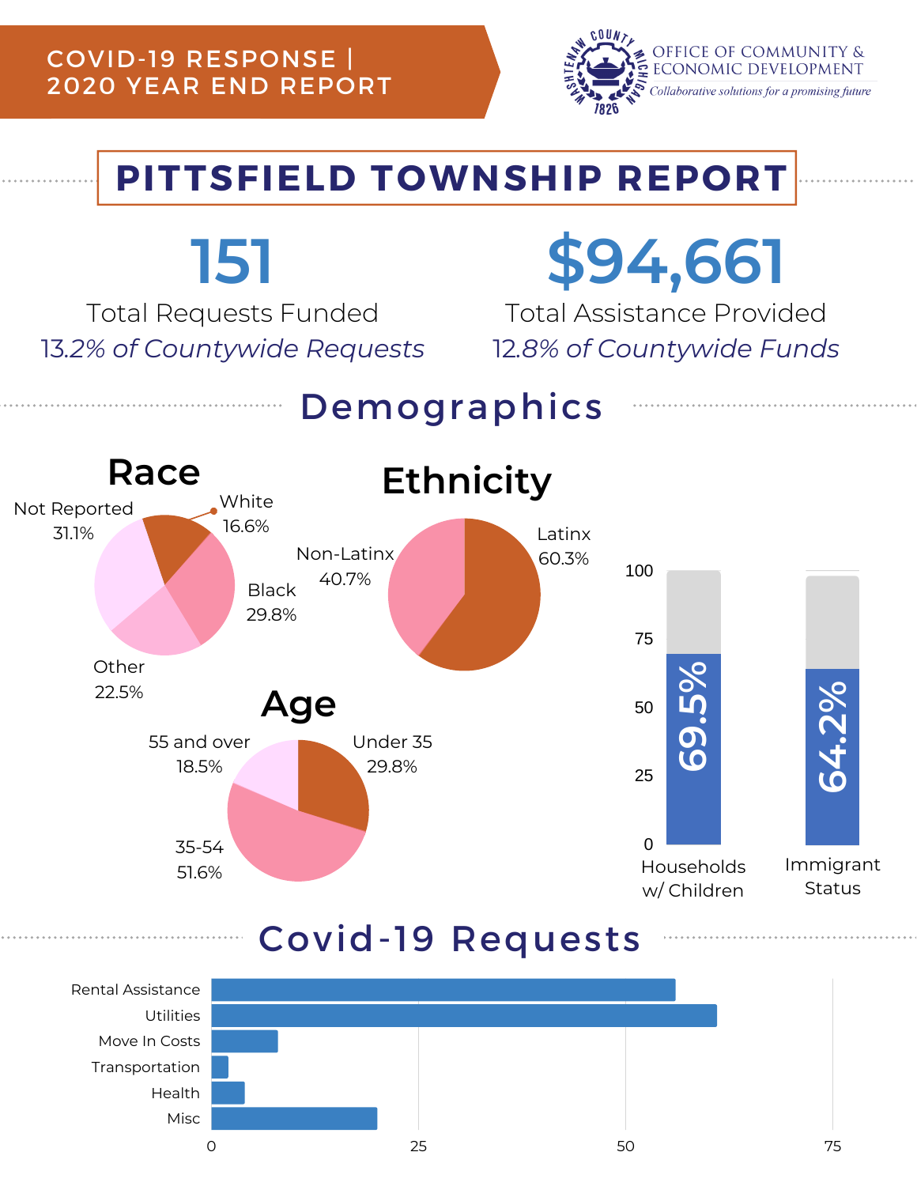COVID-19 RESPONSE | 2020 YEAR END REPORT

OFFICE OF COMMUNITY & ECONOMIC DEVELOPMENT

*Collaborative solutions for a promising future*

# PITTSFIELD TOWNSHIP REPORT

**151**

Total Requests Funded

*13.2% of Countywide Requests*

**$94,661**

Total Assistance Provided

*12.8% of Countywide Funds*

## Demographics

### Race

- Not Reported 31.1%
- White 16.6%
- Black 29.8%
- Other 22.5%

### Ethnicity

- Non-Latinx 40.7%
- Latinx 60.3%

### Age

- 55 and over 18.5%
- Under 35 29.8%
- 35-54 51.6%

| Category | Percent |
|---|---|
| Households w/ Children | 69.5% |
| Immigrant Status | 64.2% |

## Covid-19 Requests

| Request Type | Approx. Count |
|---|---|
| Rental Assistance | ~56 |
| Utilities | ~61 |
| Move In Costs | ~8 |
| Transportation | ~2 |
| Health | ~4 |
| Misc | ~20 |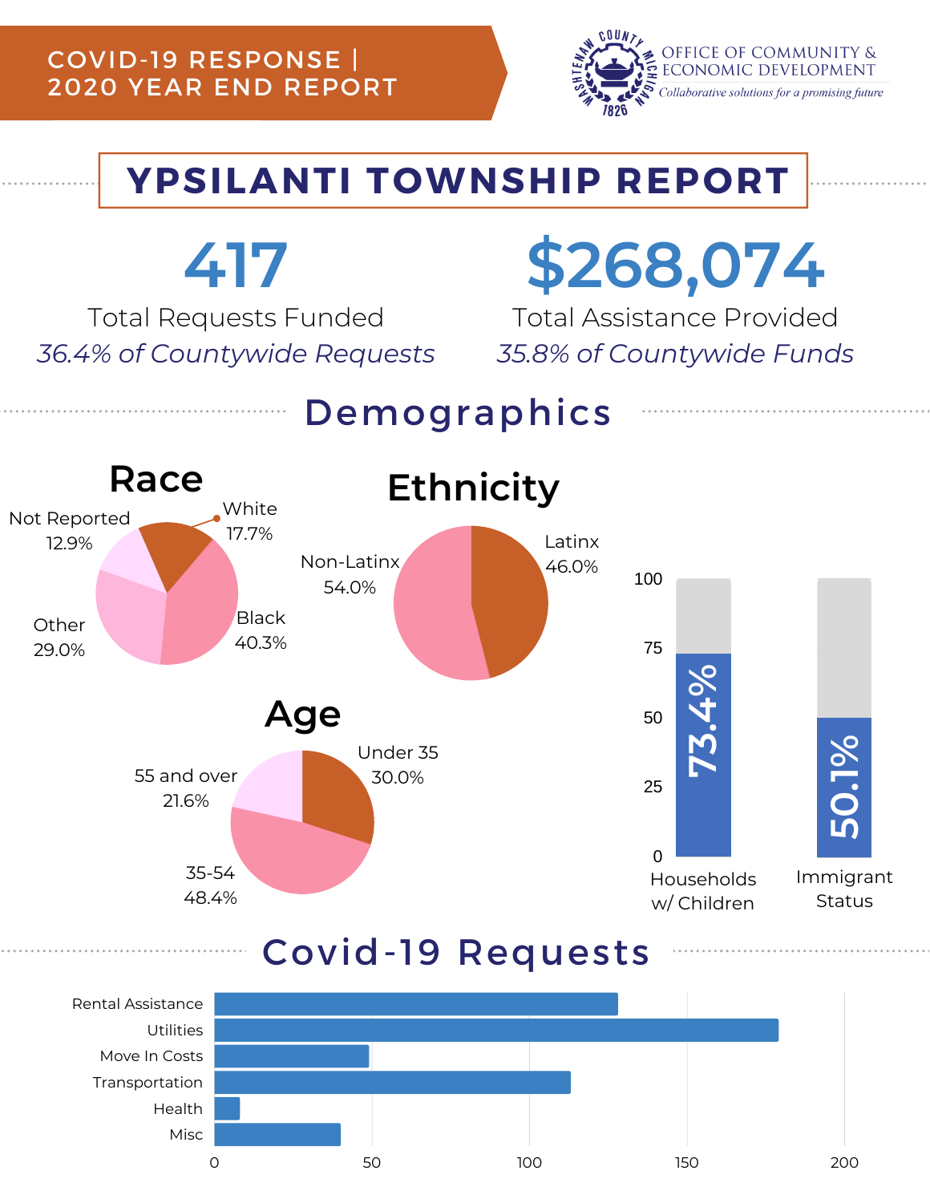COVID-19 RESPONSE | 2020 YEAR END REPORT

OFFICE OF COMMUNITY & ECONOMIC DEVELOPMENT
*Collaborative solutions for a promising future*

# YPSILANTI TOWNSHIP REPORT

**417**
Total Requests Funded
*36.4% of Countywide Requests*

**$268,074**
Total Assistance Provided
*35.8% of Countywide Funds*

## Demographics

### Race

White 17.7%
Black 40.3%
Other 29.0%
Not Reported 12.9%

### Ethnicity

Latinx 46.0%
Non-Latinx 54.0%

### Age

Under 35 30.0%
35-54 48.4%
55 and over 21.6%

100
75
50
25
0

73.4% Households w/ Children
50.1% Immigrant Status

## Covid-19 Requests

Rental Assistance
Utilities
Move In Costs
Transportation
Health
Misc

0
50
100
150
200